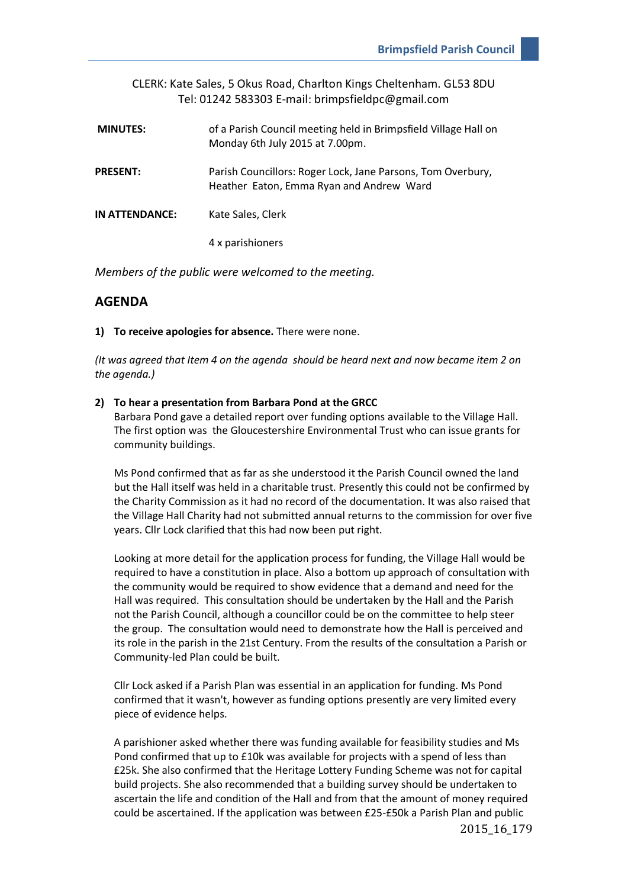CLERK: Kate Sales, 5 Okus Road, Charlton Kings Cheltenham. GL53 8DU
Tel: 01242 583303 E-mail: brimpsfieldpc@gmail.com

**MINUTES:** of a Parish Council meeting held in Brimpsfield Village Hall on Monday 6th July 2015 at 7.00pm.

**PRESENT:** Parish Councillors: Roger Lock, Jane Parsons, Tom Overbury, Heather Eaton, Emma Ryan and Andrew Ward

**IN ATTENDANCE:** Kate Sales, Clerk

4 x parishioners

*Members of the public were welcomed to the meeting.*

## AGENDA

1) **To receive apologies for absence.** There were none.

*(It was agreed that Item 4 on the agenda should be heard next and now became item 2 on the agenda.)*

2) **To hear a presentation from Barbara Pond at the GRCC**
Barbara Pond gave a detailed report over funding options available to the Village Hall. The first option was the Gloucestershire Environmental Trust who can issue grants for community buildings.

Ms Pond confirmed that as far as she understood it the Parish Council owned the land but the Hall itself was held in a charitable trust. Presently this could not be confirmed by the Charity Commission as it had no record of the documentation. It was also raised that the Village Hall Charity had not submitted annual returns to the commission for over five years. Cllr Lock clarified that this had now been put right.

Looking at more detail for the application process for funding, the Village Hall would be required to have a constitution in place. Also a bottom up approach of consultation with the community would be required to show evidence that a demand and need for the Hall was required. This consultation should be undertaken by the Hall and the Parish not the Parish Council, although a councillor could be on the committee to help steer the group. The consultation would need to demonstrate how the Hall is perceived and its role in the parish in the 21st Century. From the results of the consultation a Parish or Community-led Plan could be built.

Cllr Lock asked if a Parish Plan was essential in an application for funding. Ms Pond confirmed that it wasn't, however as funding options presently are very limited every piece of evidence helps.

A parishioner asked whether there was funding available for feasibility studies and Ms Pond confirmed that up to £10k was available for projects with a spend of less than £25k. She also confirmed that the Heritage Lottery Funding Scheme was not for capital build projects. She also recommended that a building survey should be undertaken to ascertain the life and condition of the Hall and from that the amount of money required could be ascertained. If the application was between £25-£50k a Parish Plan and public

2015_16_179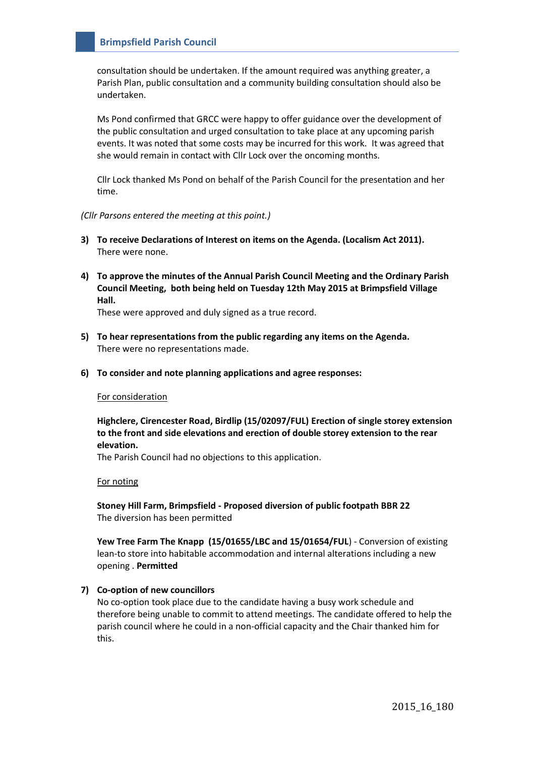consultation should be undertaken. If the amount required was anything greater, a Parish Plan, public consultation and a community building consultation should also be undertaken.

Ms Pond confirmed that GRCC were happy to offer guidance over the development of the public consultation and urged consultation to take place at any upcoming parish events. It was noted that some costs may be incurred for this work. It was agreed that she would remain in contact with Cllr Lock over the oncoming months.

Cllr Lock thanked Ms Pond on behalf of the Parish Council for the presentation and her time.

*(Cllr Parsons entered the meeting at this point.)*

3) **To receive Declarations of Interest on items on the Agenda. (Localism Act 2011).**
   There were none.

4) **To approve the minutes of the Annual Parish Council Meeting and the Ordinary Parish Council Meeting, both being held on Tuesday 12th May 2015 at Brimpsfield Village Hall.**
   These were approved and duly signed as a true record.

5) **To hear representations from the public regarding any items on the Agenda.**
   There were no representations made.

6) **To consider and note planning applications and agree responses:**

   <u>For consideration</u>

   **Highclere, Cirencester Road, Birdlip (15/02097/FUL) Erection of single storey extension to the front and side elevations and erection of double storey extension to the rear elevation.**
   The Parish Council had no objections to this application.

   <u>For noting</u>

   **Stoney Hill Farm, Brimpsfield - Proposed diversion of public footpath BBR 22**
   The diversion has been permitted

   **Yew Tree Farm The Knapp (15/01655/LBC and 15/01654/FUL**) - Conversion of existing lean-to store into habitable accommodation and internal alterations including a new opening . **Permitted**

7) **Co-option of new councillors**
   No co-option took place due to the candidate having a busy work schedule and therefore being unable to commit to attend meetings. The candidate offered to help the parish council where he could in a non-official capacity and the Chair thanked him for this.

2015_16_180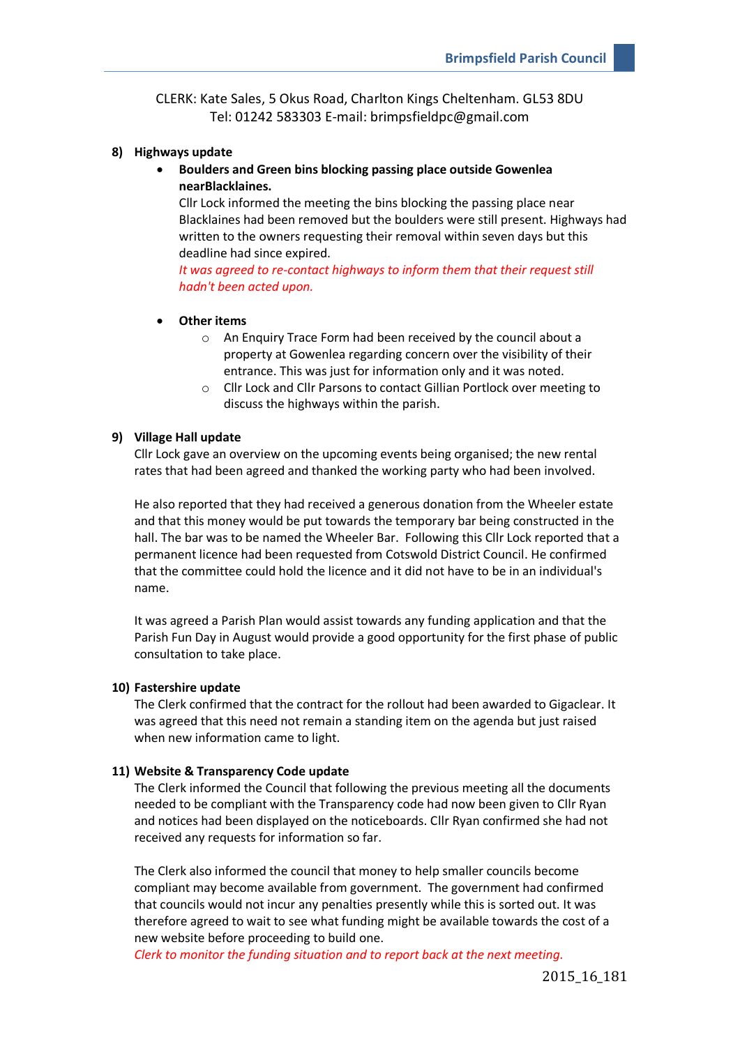CLERK: Kate Sales, 5 Okus Road, Charlton Kings Cheltenham. GL53 8DU
Tel: 01242 583303 E-mail: brimpsfieldpc@gmail.com

**8) Highways update**

- **Boulders and Green bins blocking passing place outside Gowenlea nearBlacklaines.**
  Cllr Lock informed the meeting the bins blocking the passing place near Blacklaines had been removed but the boulders were still present. Highways had written to the owners requesting their removal within seven days but this deadline had since expired.
  *It was agreed to re-contact highways to inform them that their request still hadn't been acted upon.*

- **Other items**
  - An Enquiry Trace Form had been received by the council about a property at Gowenlea regarding concern over the visibility of their entrance. This was just for information only and it was noted.
  - Cllr Lock and Cllr Parsons to contact Gillian Portlock over meeting to discuss the highways within the parish.

**9) Village Hall update**

Cllr Lock gave an overview on the upcoming events being organised; the new rental rates that had been agreed and thanked the working party who had been involved.

He also reported that they had received a generous donation from the Wheeler estate and that this money would be put towards the temporary bar being constructed in the hall. The bar was to be named the Wheeler Bar. Following this Cllr Lock reported that a permanent licence had been requested from Cotswold District Council. He confirmed that the committee could hold the licence and it did not have to be in an individual's name.

It was agreed a Parish Plan would assist towards any funding application and that the Parish Fun Day in August would provide a good opportunity for the first phase of public consultation to take place.

**10) Fastershire update**

The Clerk confirmed that the contract for the rollout had been awarded to Gigaclear. It was agreed that this need not remain a standing item on the agenda but just raised when new information came to light.

**11) Website & Transparency Code update**

The Clerk informed the Council that following the previous meeting all the documents needed to be compliant with the Transparency code had now been given to Cllr Ryan and notices had been displayed on the noticeboards. Cllr Ryan confirmed she had not received any requests for information so far.

The Clerk also informed the council that money to help smaller councils become compliant may become available from government. The government had confirmed that councils would not incur any penalties presently while this is sorted out. It was therefore agreed to wait to see what funding might be available towards the cost of a new website before proceeding to build one.
*Clerk to monitor the funding situation and to report back at the next meeting.*

2015_16_181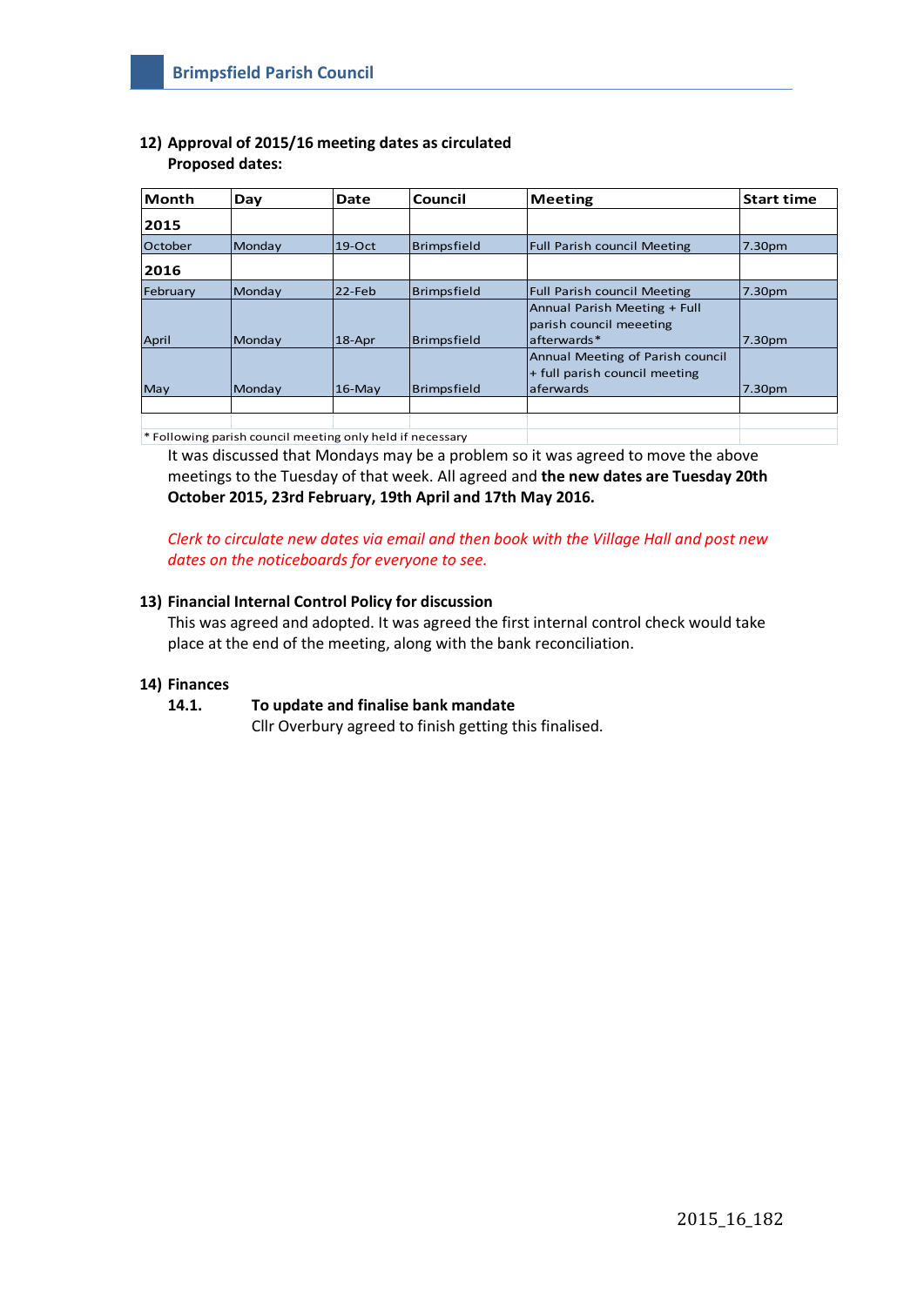**12) Approval of 2015/16 meeting dates as circulated**
**Proposed dates:**

| Month | Day | Date | Council | Meeting | Start time |
|---|---|---|---|---|---|
| **2015** | | | | | |
| October | Monday | 19-Oct | Brimpsfield | Full Parish council Meeting | 7.30pm |
| **2016** | | | | | |
| February | Monday | 22-Feb | Brimpsfield | Full Parish council Meeting | 7.30pm |
| April | Monday | 18-Apr | Brimpsfield | Annual Parish Meeting + Full parish council meeeting afterwards* | 7.30pm |
| May | Monday | 16-May | Brimpsfield | Annual Meeting of Parish council + full parish council meeting aferwards | 7.30pm |

\* Following parish council meeting only held if necessary

It was discussed that Mondays may be a problem so it was agreed to move the above meetings to the Tuesday of that week. All agreed and **the new dates are Tuesday 20th October 2015, 23rd February, 19th April and 17th May 2016.**

*Clerk to circulate new dates via email and then book with the Village Hall and post new dates on the noticeboards for everyone to see.*

**13) Financial Internal Control Policy for discussion**

This was agreed and adopted. It was agreed the first internal control check would take place at the end of the meeting, along with the bank reconciliation.

**14) Finances**

**14.1. To update and finalise bank mandate**

Cllr Overbury agreed to finish getting this finalised.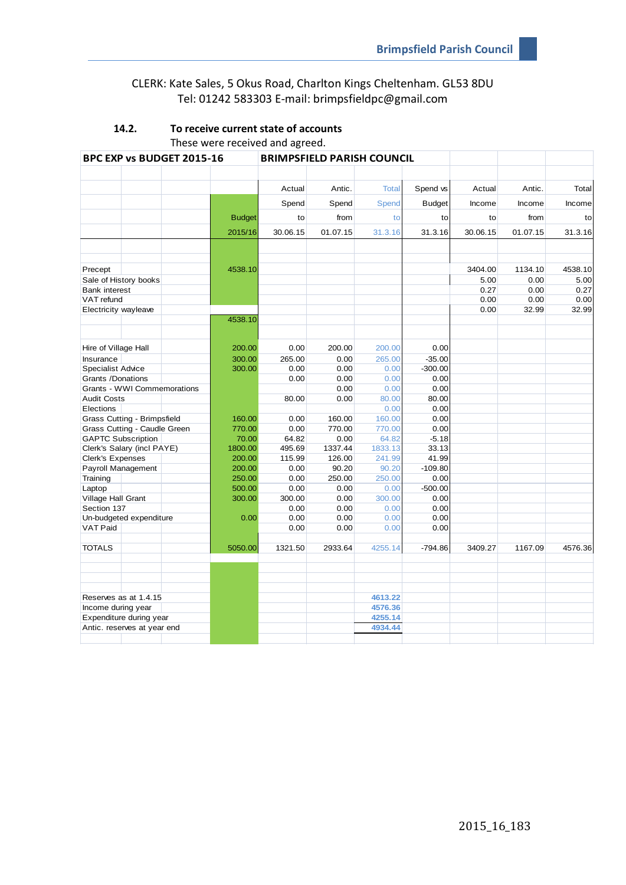CLERK: Kate Sales, 5 Okus Road, Charlton Kings Cheltenham. GL53 8DU
Tel: 01242 583303 E-mail: brimpsfieldpc@gmail.com

**14.2. To receive current state of accounts**

These were received and agreed.

| BPC EXP vs BUDGET 2015-16 | BRIMPSFIELD PARISH COUNCIL | | | | | | | |
|---|---|---|---|---|---|---|---|---|
| | | Actual | Antic. | Total | Spend vs | Actual | Antic. | Total |
| | | Spend | Spend | Spend | Budget | Income | Income | Income |
| | Budget | to | from | to | to | to | from | to |
| | 2015/16 | 30.06.15 | 01.07.15 | 31.3.16 | 31.3.16 | 30.06.15 | 01.07.15 | 31.3.16 |
| Precept | 4538.10 | | | | | 3404.00 | 1134.10 | 4538.10 |
| Sale of History books | | | | | | 5.00 | 0.00 | 5.00 |
| Bank interest | | | | | | 0.27 | 0.00 | 0.27 |
| VAT refund | | | | | | 0.00 | 0.00 | 0.00 |
| Electricity wayleave | | | | | | 0.00 | 32.99 | 32.99 |
| | 4538.10 | | | | | | | |
| Hire of Village Hall | 200.00 | 0.00 | 200.00 | 200.00 | 0.00 | | | |
| Insurance | 300.00 | 265.00 | 0.00 | 265.00 | -35.00 | | | |
| Specialist Advice | 300.00 | 0.00 | 0.00 | 0.00 | -300.00 | | | |
| Grants /Donations | | 0.00 | 0.00 | 0.00 | 0.00 | | | |
| Grants - WWI Commemorations | | | 0.00 | 0.00 | 0.00 | | | |
| Audit Costs | | 80.00 | 0.00 | 80.00 | 80.00 | | | |
| Elections | | | | 0.00 | 0.00 | | | |
| Grass Cutting - Brimpsfield | 160.00 | 0.00 | 160.00 | 160.00 | 0.00 | | | |
| Grass Cutting - Caudle Green | 770.00 | 0.00 | 770.00 | 770.00 | 0.00 | | | |
| GAPTC Subscription | 70.00 | 64.82 | 0.00 | 64.82 | -5.18 | | | |
| Clerk's Salary (incl PAYE) | 1800.00 | 495.69 | 1337.44 | 1833.13 | 33.13 | | | |
| Clerk's Expenses | 200.00 | 115.99 | 126.00 | 241.99 | 41.99 | | | |
| Payroll Management | 200.00 | 0.00 | 90.20 | 90.20 | -109.80 | | | |
| Training | 250.00 | 0.00 | 250.00 | 250.00 | 0.00 | | | |
| Laptop | 500.00 | 0.00 | 0.00 | 0.00 | -500.00 | | | |
| Village Hall Grant | 300.00 | 300.00 | 0.00 | 300.00 | 0.00 | | | |
| Section 137 | | 0.00 | 0.00 | 0.00 | 0.00 | | | |
| Un-budgeted expenditure | 0.00 | 0.00 | 0.00 | 0.00 | 0.00 | | | |
| VAT Paid | | 0.00 | 0.00 | 0.00 | 0.00 | | | |
| TOTALS | 5050.00 | 1321.50 | 2933.64 | 4255.14 | -794.86 | 3409.27 | 1167.09 | 4576.36 |
| Reserves as at 1.4.15 | | | | **4613.22** | | | | |
| Income during year | | | | **4576.36** | | | | |
| Expenditure during year | | | | **4255.14** | | | | |
| Antic. reserves at year end | | | | **4934.44** | | | | |

2015_16_183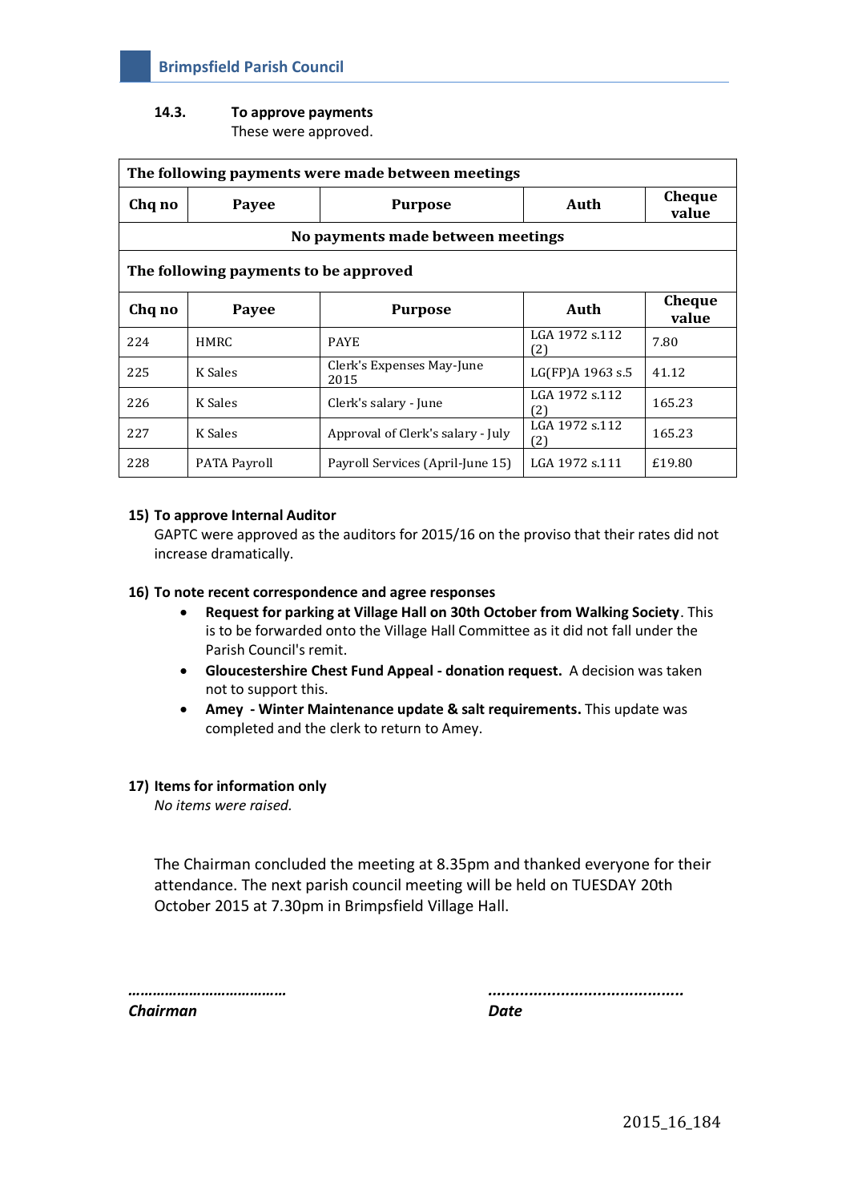**14.3. To approve payments**

These were approved.

| The following payments were made between meetings | | | | |
|---|---|---|---|---|
| **Chq no** | **Payee** | **Purpose** | **Auth** | **Cheque value** |
| **No payments made between meetings** | | | | |

| The following payments to be approved | | | | |
|---|---|---|---|---|
| **Chq no** | **Payee** | **Purpose** | **Auth** | **Cheque value** |
| 224 | HMRC | PAYE | LGA 1972 s.112 (2) | 7.80 |
| 225 | K Sales | Clerk's Expenses May-June 2015 | LG(FP)A 1963 s.5 | 41.12 |
| 226 | K Sales | Clerk's salary - June | LGA 1972 s.112 (2) | 165.23 |
| 227 | K Sales | Approval of Clerk's salary - July | LGA 1972 s.112 (2) | 165.23 |
| 228 | PATA Payroll | Payroll Services (April-June 15) | LGA 1972 s.111 | £19.80 |

**15) To approve Internal Auditor**

GAPTC were approved as the auditors for 2015/16 on the proviso that their rates did not increase dramatically.

**16) To note recent correspondence and agree responses**

- **Request for parking at Village Hall on 30th October from Walking Society**. This is to be forwarded onto the Village Hall Committee as it did not fall under the Parish Council's remit.
- **Gloucestershire Chest Fund Appeal - donation request.** A decision was taken not to support this.
- **Amey - Winter Maintenance update & salt requirements.** This update was completed and the clerk to return to Amey.

**17) Items for information only**

*No items were raised.*

The Chairman concluded the meeting at 8.35pm and thanked everyone for their attendance. The next parish council meeting will be held on TUESDAY 20th October 2015 at 7.30pm in Brimpsfield Village Hall.

*…………………………………*
***Chairman***

*..........................................*
***Date***

2015_16_184